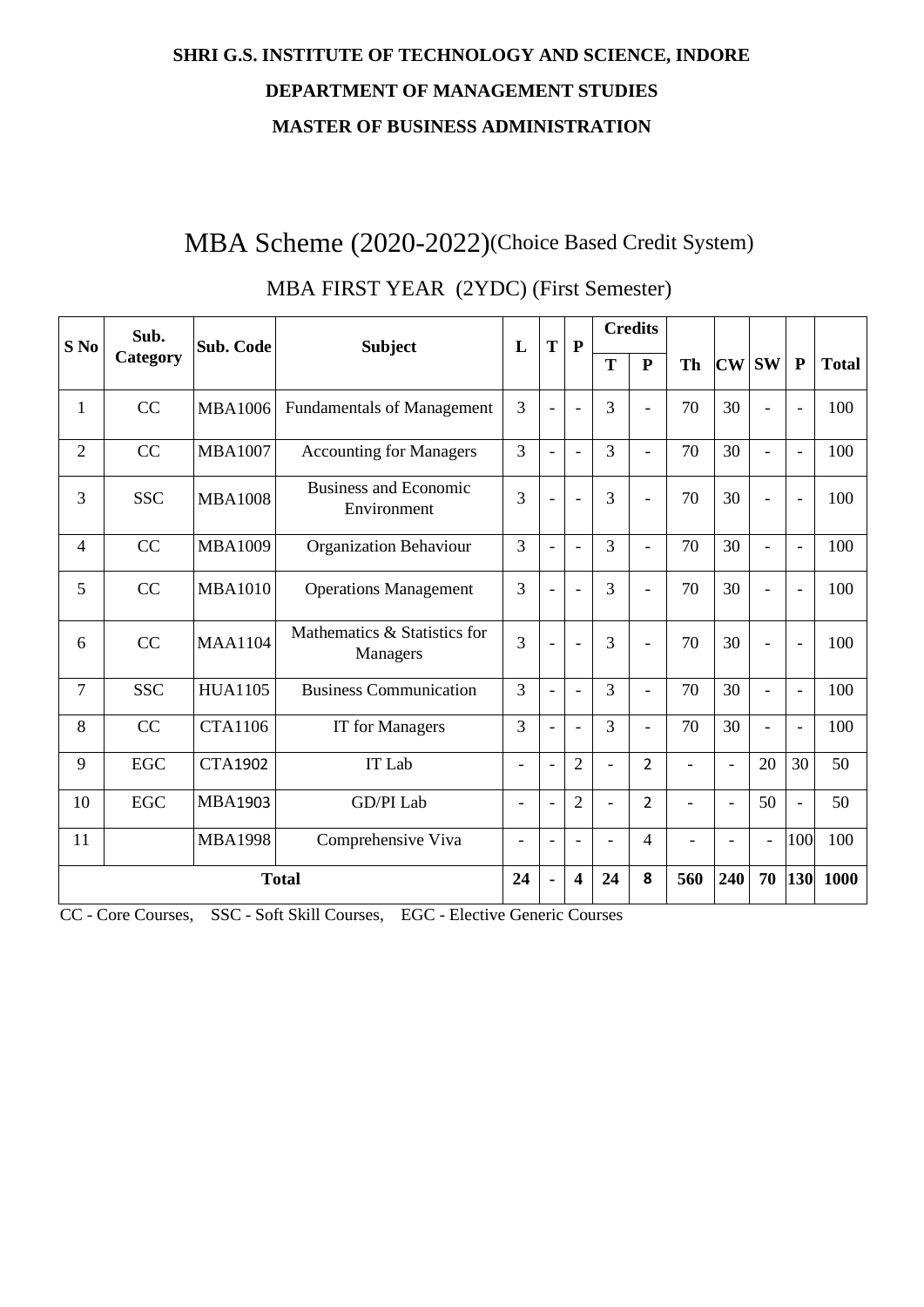**SHRI G.S. INSTITUTE OF TECHNOLOGY AND SCIENCE, INDORE**

**DEPARTMENT OF MANAGEMENT STUDIES**

**MASTER OF BUSINESS ADMINISTRATION**

# MBA Scheme (2020-2022)(Choice Based Credit System)

## MBA FIRST YEAR (2YDC) (First Semester)

| S No | Sub. Category | Sub. Code | Subject | L | T | P | Credits | | Th | CW | SW | P | Total |
|---|---|---|---|---|---|---|---|---|---|---|---|---|---|
| | | | | | | | T | P | | | | | |
| 1 | CC | MBA1006 | Fundamentals of Management | 3 | - | - | 3 | - | 70 | 30 | - | - | 100 |
| 2 | CC | MBA1007 | Accounting for Managers | 3 | - | - | 3 | - | 70 | 30 | - | - | 100 |
| 3 | SSC | MBA1008 | Business and Economic Environment | 3 | - | - | 3 | - | 70 | 30 | - | - | 100 |
| 4 | CC | MBA1009 | Organization Behaviour | 3 | - | - | 3 | - | 70 | 30 | - | - | 100 |
| 5 | CC | MBA1010 | Operations Management | 3 | - | - | 3 | - | 70 | 30 | - | - | 100 |
| 6 | CC | MAA1104 | Mathematics & Statistics for Managers | 3 | - | - | 3 | - | 70 | 30 | - | - | 100 |
| 7 | SSC | HUA1105 | Business Communication | 3 | - | - | 3 | - | 70 | 30 | - | - | 100 |
| 8 | CC | CTA1106 | IT for Managers | 3 | - | - | 3 | - | 70 | 30 | - | - | 100 |
| 9 | EGC | CTA1902 | IT Lab | - | - | 2 | - | 2 | - | - | 20 | 30 | 50 |
| 10 | EGC | MBA1903 | GD/PI Lab | - | - | 2 | - | 2 | - | - | 50 | - | 50 |
| 11 | | MBA1998 | Comprehensive Viva | - | - | - | - | 4 | - | - | - | 100 | 100 |
| **Total** | | | | **24** | **-** | **4** | **24** | **8** | **560** | **240** | **70** | **130** | **1000** |

CC - Core Courses, SSC - Soft Skill Courses, EGC - Elective Generic Courses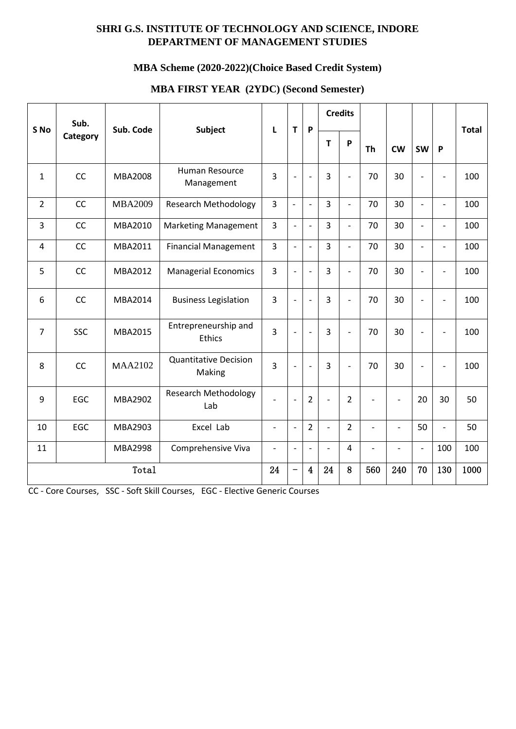**SHRI G.S. INSTITUTE OF TECHNOLOGY AND SCIENCE, INDORE**
**DEPARTMENT OF MANAGEMENT STUDIES**

**MBA Scheme (2020-2022)(Choice Based Credit System)**

**MBA FIRST YEAR (2YDC) (Second Semester)**

| S No | Sub. Category | Sub. Code | Subject | L | T | P | Credits | | Th | CW | SW | P | Total |
|---|---|---|---|---|---|---|---|---|---|---|---|---|---|
| | | | | | | | T | P | | | | | |
| 1 | CC | MBA2008 | Human Resource Management | 3 | - | - | 3 | - | 70 | 30 | - | - | 100 |
| 2 | CC | MBA2009 | Research Methodology | 3 | - | - | 3 | - | 70 | 30 | - | - | 100 |
| 3 | CC | MBA2010 | Marketing Management | 3 | - | - | 3 | - | 70 | 30 | - | - | 100 |
| 4 | CC | MBA2011 | Financial Management | 3 | - | - | 3 | - | 70 | 30 | - | - | 100 |
| 5 | CC | MBA2012 | Managerial Economics | 3 | - | - | 3 | - | 70 | 30 | - | - | 100 |
| 6 | CC | MBA2014 | Business Legislation | 3 | - | - | 3 | - | 70 | 30 | - | - | 100 |
| 7 | SSC | MBA2015 | Entrepreneurship and Ethics | 3 | - | - | 3 | - | 70 | 30 | - | - | 100 |
| 8 | CC | MAA2102 | Quantitative Decision Making | 3 | - | - | 3 | - | 70 | 30 | - | - | 100 |
| 9 | EGC | MBA2902 | Research Methodology Lab | - | - | 2 | - | 2 | - | - | 20 | 30 | 50 |
| 10 | EGC | MBA2903 | Excel Lab | - | - | 2 | - | 2 | - | - | 50 | - | 50 |
| 11 | | MBA2998 | Comprehensive Viva | - | - | - | - | 4 | - | - | - | 100 | 100 |
| Total | | | | 24 | – | 4 | 24 | 8 | 560 | 240 | 70 | 130 | 1000 |

CC - Core Courses, SSC - Soft Skill Courses, EGC - Elective Generic Courses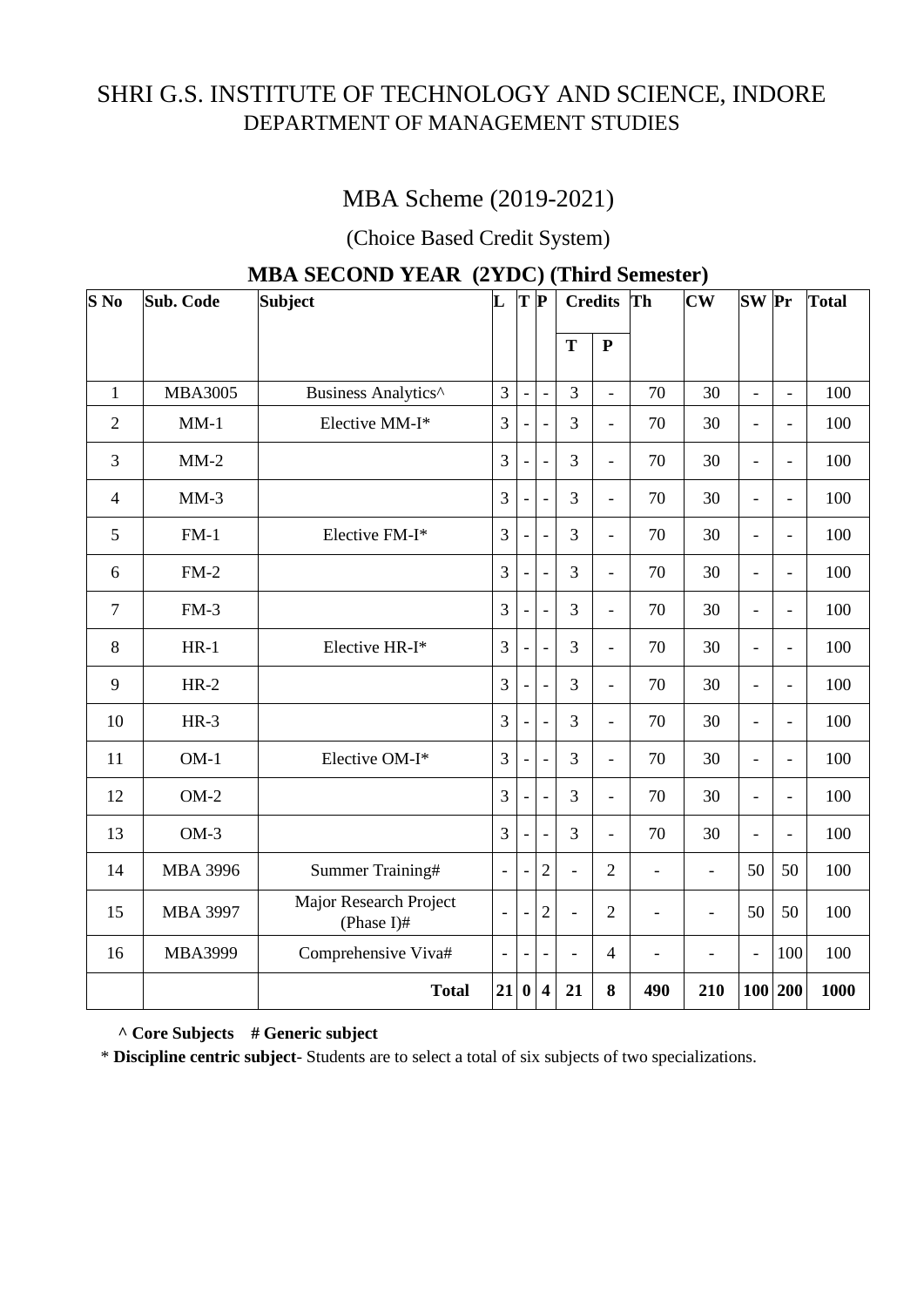# SHRI G.S. INSTITUTE OF TECHNOLOGY AND SCIENCE, INDORE
## DEPARTMENT OF MANAGEMENT STUDIES

## MBA Scheme (2019-2021)

### (Choice Based Credit System)

### MBA SECOND YEAR (2YDC) (Third Semester)

| S No | Sub. Code | Subject | L | T | P | Credits | | Th | CW | SW | Pr | Total |
|---|---|---|---|---|---|---|---|---|---|---|---|---|
| | | | | | | T | P | | | | | |
| 1 | MBA3005 | Business Analytics^ | 3 | - | - | 3 | - | 70 | 30 | - | - | 100 |
| 2 | MM-1 | Elective MM-I* | 3 | - | - | 3 | - | 70 | 30 | - | - | 100 |
| 3 | MM-2 | | 3 | - | - | 3 | - | 70 | 30 | - | - | 100 |
| 4 | MM-3 | | 3 | - | - | 3 | - | 70 | 30 | - | - | 100 |
| 5 | FM-1 | Elective FM-I* | 3 | - | - | 3 | - | 70 | 30 | - | - | 100 |
| 6 | FM-2 | | 3 | - | - | 3 | - | 70 | 30 | - | - | 100 |
| 7 | FM-3 | | 3 | - | - | 3 | - | 70 | 30 | - | - | 100 |
| 8 | HR-1 | Elective HR-I* | 3 | - | - | 3 | - | 70 | 30 | - | - | 100 |
| 9 | HR-2 | | 3 | - | - | 3 | - | 70 | 30 | - | - | 100 |
| 10 | HR-3 | | 3 | - | - | 3 | - | 70 | 30 | - | - | 100 |
| 11 | OM-1 | Elective OM-I* | 3 | - | - | 3 | - | 70 | 30 | - | - | 100 |
| 12 | OM-2 | | 3 | - | - | 3 | - | 70 | 30 | - | - | 100 |
| 13 | OM-3 | | 3 | - | - | 3 | - | 70 | 30 | - | - | 100 |
| 14 | MBA 3996 | Summer Training# | - | - | 2 | - | 2 | - | - | 50 | 50 | 100 |
| 15 | MBA 3997 | Major Research Project (Phase I)# | - | - | 2 | - | 2 | - | - | 50 | 50 | 100 |
| 16 | MBA3999 | Comprehensive Viva# | - | - | - | - | 4 | - | - | - | 100 | 100 |
| | | **Total** | **21** | **0** | **4** | **21** | **8** | **490** | **210** | **100** | **200** | **1000** |

**^ Core Subjects # Generic subject**

* **Discipline centric subject**- Students are to select a total of six subjects of two specializations.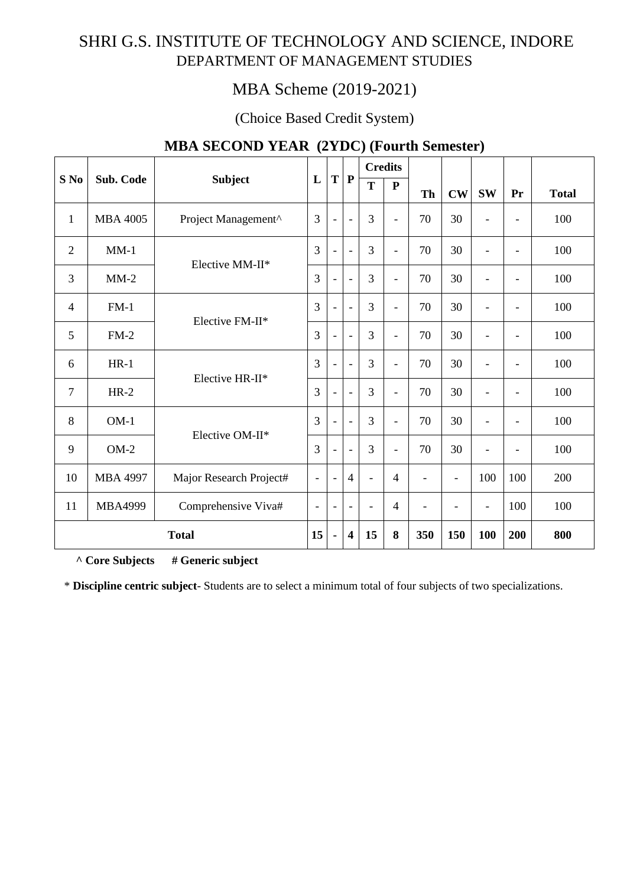# SHRI G.S. INSTITUTE OF TECHNOLOGY AND SCIENCE, INDORE

## DEPARTMENT OF MANAGEMENT STUDIES

## MBA Scheme (2019-2021)

### (Choice Based Credit System)

### MBA SECOND YEAR (2YDC) (Fourth Semester)

| S No | Sub. Code | Subject | L | T | P | Credits | | Th | CW | SW | Pr | Total |
|---|---|---|---|---|---|---|---|---|---|---|---|---|
| | | | | | | T | P | | | | | |
| 1 | MBA 4005 | Project Management^ | 3 | - | - | 3 | - | 70 | 30 | - | - | 100 |
| 2 | MM-1 | Elective MM-II* | 3 | - | - | 3 | - | 70 | 30 | - | - | 100 |
| 3 | MM-2 | | 3 | - | - | 3 | - | 70 | 30 | - | - | 100 |
| 4 | FM-1 | Elective FM-II* | 3 | - | - | 3 | - | 70 | 30 | - | - | 100 |
| 5 | FM-2 | | 3 | - | - | 3 | - | 70 | 30 | - | - | 100 |
| 6 | HR-1 | Elective HR-II* | 3 | - | - | 3 | - | 70 | 30 | - | - | 100 |
| 7 | HR-2 | | 3 | - | - | 3 | - | 70 | 30 | - | - | 100 |
| 8 | OM-1 | Elective OM-II* | 3 | - | - | 3 | - | 70 | 30 | - | - | 100 |
| 9 | OM-2 | | 3 | - | - | 3 | - | 70 | 30 | - | - | 100 |
| 10 | MBA 4997 | Major Research Project# | - | - | 4 | - | 4 | - | - | 100 | 100 | 200 |
| 11 | MBA4999 | Comprehensive Viva# | - | - | - | - | 4 | - | - | - | 100 | 100 |
| **Total** | | | **15** | **-** | **4** | **15** | **8** | **350** | **150** | **100** | **200** | **800** |

**^ Core Subjects** **# Generic subject**

\* **Discipline centric subject**- Students are to select a minimum total of four subjects of two specializations.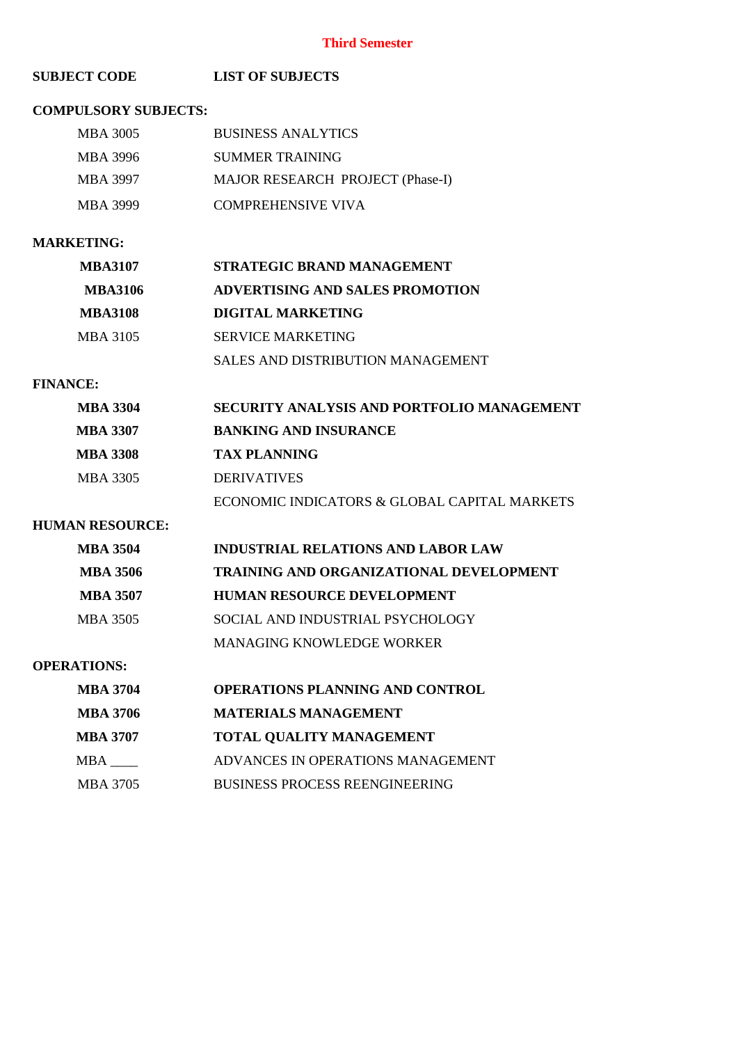# Third Semester

| SUBJECT CODE | LIST OF SUBJECTS |
|---|---|
| **COMPULSORY SUBJECTS:** | |
| MBA 3005 | BUSINESS ANALYTICS |
| MBA 3996 | SUMMER TRAINING |
| MBA 3997 | MAJOR RESEARCH PROJECT (Phase-I) |
| MBA 3999 | COMPREHENSIVE VIVA |
| **MARKETING:** | |
| **MBA3107** | **STRATEGIC BRAND MANAGEMENT** |
| **MBA3106** | **ADVERTISING AND SALES PROMOTION** |
| **MBA3108** | **DIGITAL MARKETING** |
| MBA 3105 | SERVICE MARKETING |
| | SALES AND DISTRIBUTION MANAGEMENT |
| **FINANCE:** | |
| **MBA 3304** | **SECURITY ANALYSIS AND PORTFOLIO MANAGEMENT** |
| **MBA 3307** | **BANKING AND INSURANCE** |
| **MBA 3308** | **TAX PLANNING** |
| MBA 3305 | DERIVATIVES |
| | ECONOMIC INDICATORS & GLOBAL CAPITAL MARKETS |
| **HUMAN RESOURCE:** | |
| **MBA 3504** | **INDUSTRIAL RELATIONS AND LABOR LAW** |
| **MBA 3506** | **TRAINING AND ORGANIZATIONAL DEVELOPMENT** |
| **MBA 3507** | **HUMAN RESOURCE DEVELOPMENT** |
| MBA 3505 | SOCIAL AND INDUSTRIAL PSYCHOLOGY |
| | MANAGING KNOWLEDGE WORKER |
| **OPERATIONS:** | |
| **MBA 3704** | **OPERATIONS PLANNING AND CONTROL** |
| **MBA 3706** | **MATERIALS MANAGEMENT** |
| **MBA 3707** | **TOTAL QUALITY MANAGEMENT** |
| MBA ____ | ADVANCES IN OPERATIONS MANAGEMENT |
| MBA 3705 | BUSINESS PROCESS REENGINEERING |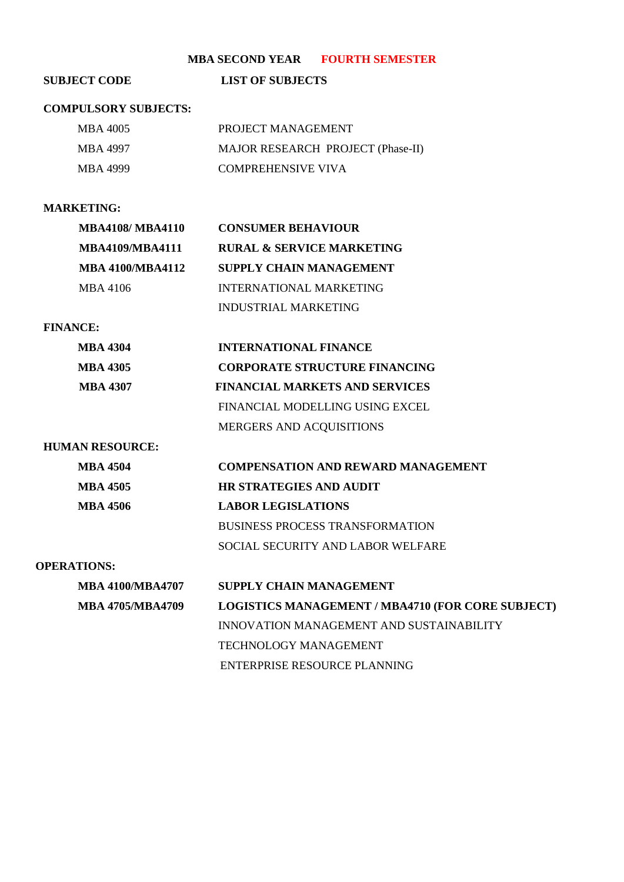## MBA SECOND YEAR FOURTH SEMESTER

| SUBJECT CODE | LIST OF SUBJECTS |
|---|---|
| **COMPULSORY SUBJECTS:** | |
| MBA 4005 | PROJECT MANAGEMENT |
| MBA 4997 | MAJOR RESEARCH PROJECT (Phase-II) |
| MBA 4999 | COMPREHENSIVE VIVA |
| **MARKETING:** | |
| **MBA4108/ MBA4110** | **CONSUMER BEHAVIOUR** |
| **MBA4109/MBA4111** | **RURAL & SERVICE MARKETING** |
| **MBA 4100/MBA4112** | **SUPPLY CHAIN MANAGEMENT** |
| MBA 4106 | INTERNATIONAL MARKETING |
| | INDUSTRIAL MARKETING |
| **FINANCE:** | |
| **MBA 4304** | **INTERNATIONAL FINANCE** |
| **MBA 4305** | **CORPORATE STRUCTURE FINANCING** |
| **MBA 4307** | **FINANCIAL MARKETS AND SERVICES** |
| | FINANCIAL MODELLING USING EXCEL |
| | MERGERS AND ACQUISITIONS |
| **HUMAN RESOURCE:** | |
| **MBA 4504** | **COMPENSATION AND REWARD MANAGEMENT** |
| **MBA 4505** | **HR STRATEGIES AND AUDIT** |
| **MBA 4506** | **LABOR LEGISLATIONS** |
| | BUSINESS PROCESS TRANSFORMATION |
| | SOCIAL SECURITY AND LABOR WELFARE |
| **OPERATIONS:** | |
| **MBA 4100/MBA4707** | **SUPPLY CHAIN MANAGEMENT** |
| **MBA 4705/MBA4709** | **LOGISTICS MANAGEMENT / MBA4710 (FOR CORE SUBJECT)** |
| | INNOVATION MANAGEMENT AND SUSTAINABILITY |
| | TECHNOLOGY MANAGEMENT |
| | ENTERPRISE RESOURCE PLANNING |